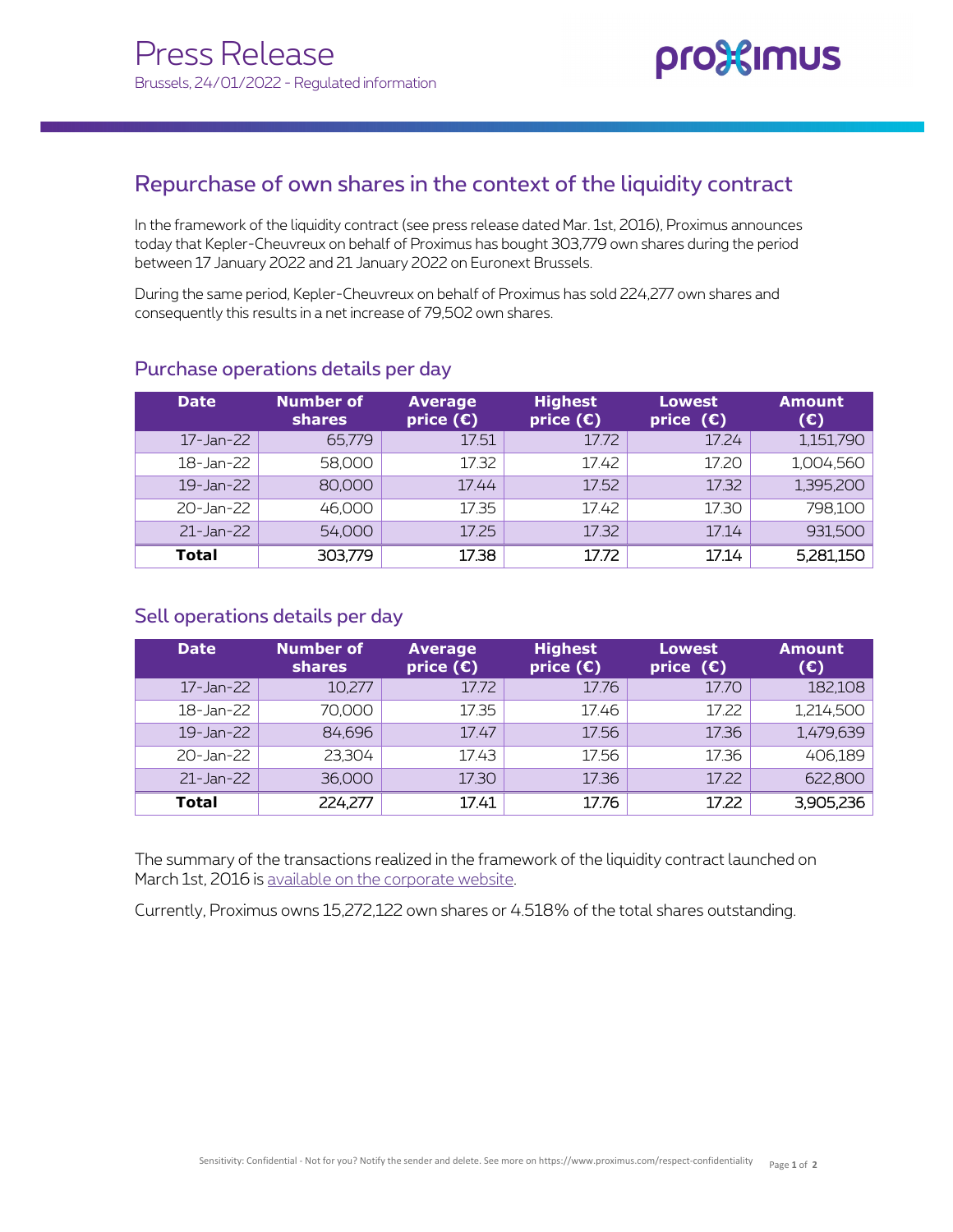# Press Release

Brussels, 24/01/2022 - Regulated information

## Repurchase of own shares in the context of the liquidity contract

In the framework of the liquidity contract (see press release dated Mar. 1st, 2016), Proximus announces today that Kepler-Cheuvreux on behalf of Proximus has bought 303,779 own shares during the period between 17 January 2022 and 21 January 2022 on Euronext Brussels.

During the same period, Kepler-Cheuvreux on behalf of Proximus has sold 224,277 own shares and consequently this results in a net increase of 79,502 own shares.

### Purchase operations details per day

| Date | Number of shares | Average price (€) | Highest price (€) | Lowest price (€) | Amount (€) |
|---|---|---|---|---|---|
| 17-Jan-22 | 65,779 | 17.51 | 17.72 | 17.24 | 1,151,790 |
| 18-Jan-22 | 58,000 | 17.32 | 17.42 | 17.20 | 1,004,560 |
| 19-Jan-22 | 80,000 | 17.44 | 17.52 | 17.32 | 1,395,200 |
| 20-Jan-22 | 46,000 | 17.35 | 17.42 | 17.30 | 798,100 |
| 21-Jan-22 | 54,000 | 17.25 | 17.32 | 17.14 | 931,500 |
| **Total** | 303,779 | 17.38 | 17.72 | 17.14 | 5,281,150 |

### Sell operations details per day

| Date | Number of shares | Average price (€) | Highest price (€) | Lowest price (€) | Amount (€) |
|---|---|---|---|---|---|
| 17-Jan-22 | 10,277 | 17.72 | 17.76 | 17.70 | 182,108 |
| 18-Jan-22 | 70,000 | 17.35 | 17.46 | 17.22 | 1,214,500 |
| 19-Jan-22 | 84,696 | 17.47 | 17.56 | 17.36 | 1,479,639 |
| 20-Jan-22 | 23,304 | 17.43 | 17.56 | 17.36 | 406,189 |
| 21-Jan-22 | 36,000 | 17.30 | 17.36 | 17.22 | 622,800 |
| **Total** | 224,277 | 17.41 | 17.76 | 17.22 | 3,905,236 |

The summary of the transactions realized in the framework of the liquidity contract launched on March 1st, 2016 is available on the corporate website.

Currently, Proximus owns 15,272,122 own shares or 4.518% of the total shares outstanding.

Sensitivity: Confidential - Not for you? Notify the sender and delete. See more on https://www.proximus.com/respect-confidentiality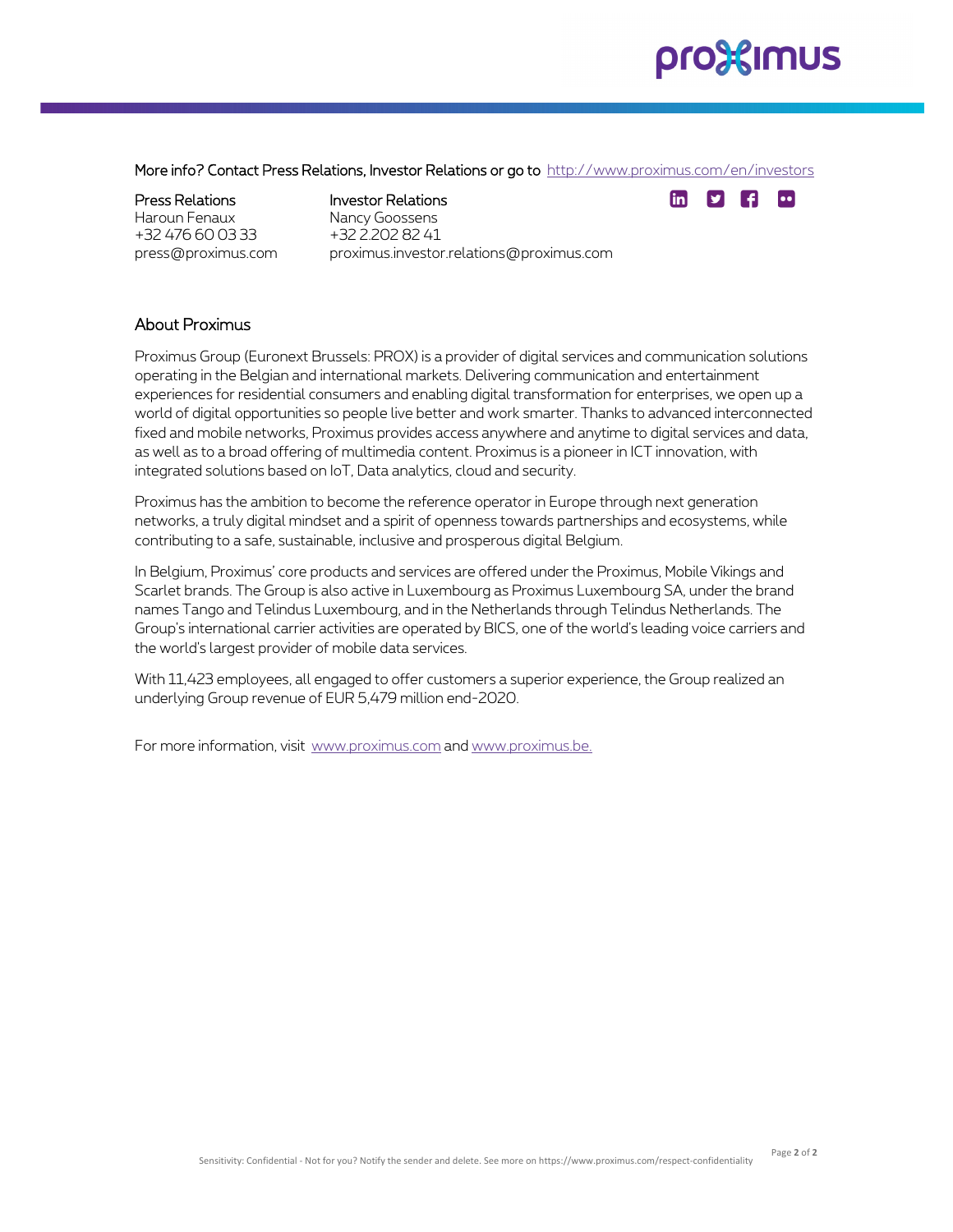More info? Contact Press Relations, Investor Relations or go to http://www.proximus.com/en/investors

| Press Relations | Investor Relations |
|---|---|
| Haroun Fenaux | Nancy Goossens |
| +32 476 60 03 33 | +32 2 202 82 41 |
| press@proximus.com | proximus.investor.relations@proximus.com |

## About Proximus

Proximus Group (Euronext Brussels: PROX) is a provider of digital services and communication solutions operating in the Belgian and international markets. Delivering communication and entertainment experiences for residential consumers and enabling digital transformation for enterprises, we open up a world of digital opportunities so people live better and work smarter. Thanks to advanced interconnected fixed and mobile networks, Proximus provides access anywhere and anytime to digital services and data, as well as to a broad offering of multimedia content. Proximus is a pioneer in ICT innovation, with integrated solutions based on IoT, Data analytics, cloud and security.

Proximus has the ambition to become the reference operator in Europe through next generation networks, a truly digital mindset and a spirit of openness towards partnerships and ecosystems, while contributing to a safe, sustainable, inclusive and prosperous digital Belgium.

In Belgium, Proximus' core products and services are offered under the Proximus, Mobile Vikings and Scarlet brands. The Group is also active in Luxembourg as Proximus Luxembourg SA, under the brand names Tango and Telindus Luxembourg, and in the Netherlands through Telindus Netherlands. The Group's international carrier activities are operated by BICS, one of the world's leading voice carriers and the world's largest provider of mobile data services.

With 11,423 employees, all engaged to offer customers a superior experience, the Group realized an underlying Group revenue of EUR 5,479 million end-2020.

For more information, visit www.proximus.com and www.proximus.be.

Sensitivity: Confidential - Not for you? Notify the sender and delete. See more on https://www.proximus.com/respect-confidentiality